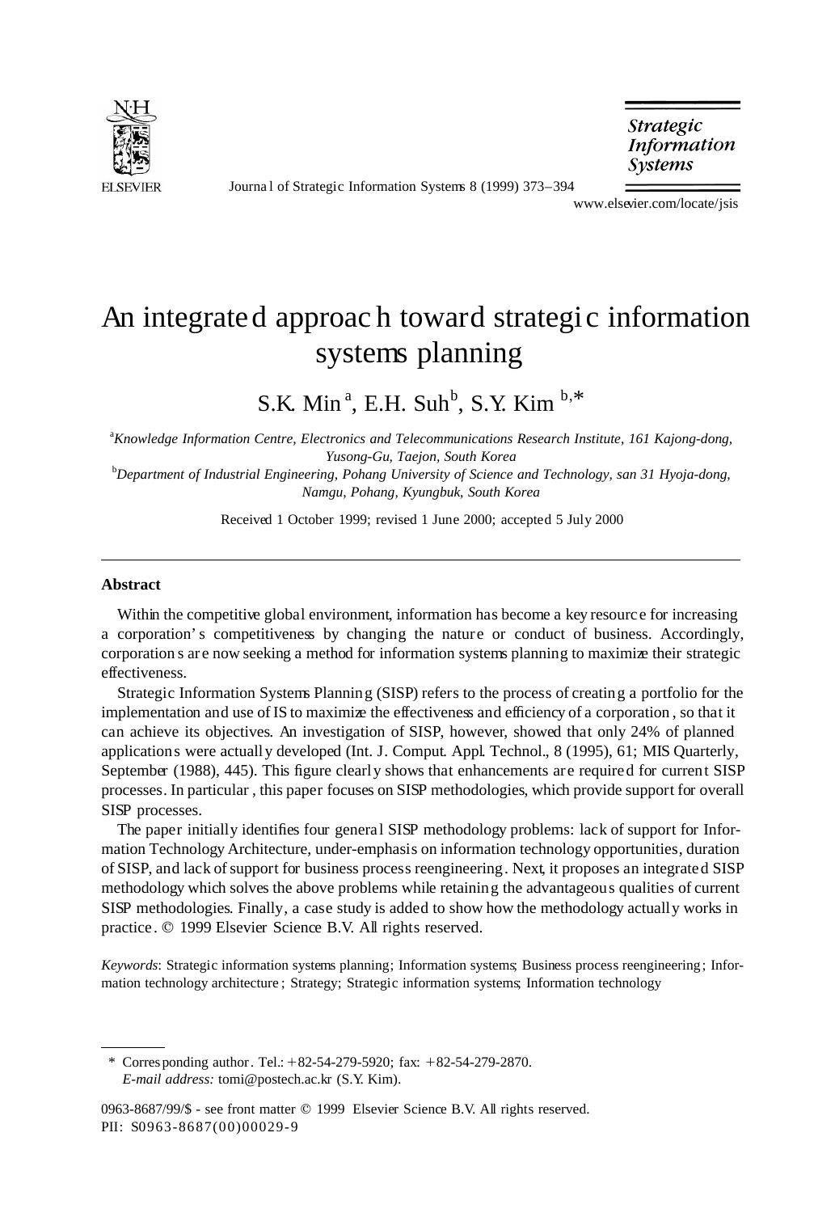# An integrated approach toward strategic information systems planning

S.K. Min [a], E.H. Suh [b], S.Y. Kim [b,*]

[a] *Knowledge Information Centre, Electronics and Telecommunications Research Institute, 161 Kajong-dong, Yusong-Gu, Taejon, South Korea*

[b] *Department of Industrial Engineering, Pohang University of Science and Technology, san 31 Hyoja-dong, Namgu, Pohang, Kyungbuk, South Korea*

Received 1 October 1999; revised 1 June 2000; accepted 5 July 2000

## Abstract

Within the competitive global environment, information has become a key resource for increasing a corporation's competitiveness by changing the nature or conduct of business. Accordingly, corporations are now seeking a method for information systems planning to maximize their strategic effectiveness.

Strategic Information Systems Planning (SISP) refers to the process of creating a portfolio for the implementation and use of IS to maximize the effectiveness and efficiency of a corporation, so that it can achieve its objectives. An investigation of SISP, however, showed that only 24% of planned applications were actually developed (Int. J. Comput. Appl. Technol., 8 (1995), 61; MIS Quarterly, September (1988), 445). This figure clearly shows that enhancements are required for current SISP processes. In particular, this paper focuses on SISP methodologies, which provide support for overall SISP processes.

The paper initially identifies four general SISP methodology problems: lack of support for Information Technology Architecture, under-emphasis on information technology opportunities, duration of SISP, and lack of support for business process reengineering. Next, it proposes an integrated SISP methodology which solves the above problems while retaining the advantageous qualities of current SISP methodologies. Finally, a case study is added to show how the methodology actually works in practice. © 1999 Elsevier Science B.V. All rights reserved.

*Keywords*: Strategic information systems planning; Information systems; Business process reengineering; Information technology architecture; Strategy; Strategic information systems; Information technology

---

\* Corresponding author. Tel.: +82-54-279-5920; fax: +82-54-279-2870.
*E-mail address:* tomi@postech.ac.kr (S.Y. Kim).

0963-8687/99/$ - see front matter © 1999 Elsevier Science B.V. All rights reserved.
PII: S0963-8687(00)00029-9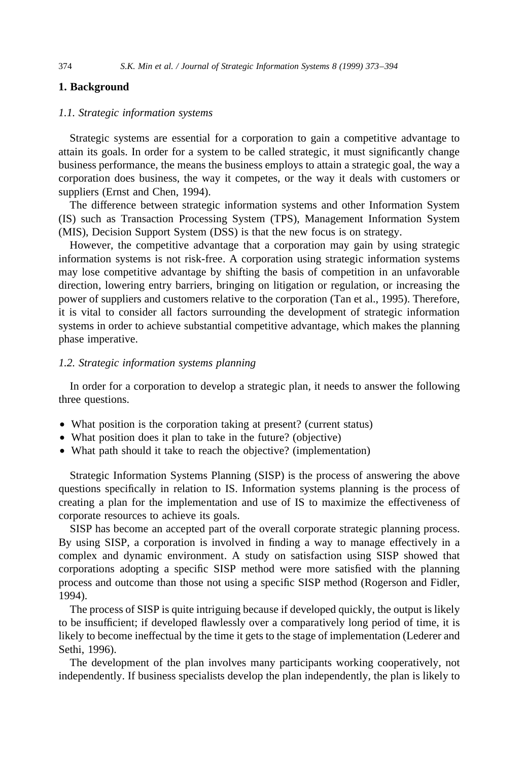## 1. Background

### 1.1. Strategic information systems

Strategic systems are essential for a corporation to gain a competitive advantage to attain its goals. In order for a system to be called strategic, it must significantly change business performance, the means the business employs to attain a strategic goal, the way a corporation does business, the way it competes, or the way it deals with customers or suppliers (Ernst and Chen, 1994).

The difference between strategic information systems and other Information System (IS) such as Transaction Processing System (TPS), Management Information System (MIS), Decision Support System (DSS) is that the new focus is on strategy.

However, the competitive advantage that a corporation may gain by using strategic information systems is not risk-free. A corporation using strategic information systems may lose competitive advantage by shifting the basis of competition in an unfavorable direction, lowering entry barriers, bringing on litigation or regulation, or increasing the power of suppliers and customers relative to the corporation (Tan et al., 1995). Therefore, it is vital to consider all factors surrounding the development of strategic information systems in order to achieve substantial competitive advantage, which makes the planning phase imperative.

### 1.2. Strategic information systems planning

In order for a corporation to develop a strategic plan, it needs to answer the following three questions.

- What position is the corporation taking at present? (current status)
- What position does it plan to take in the future? (objective)
- What path should it take to reach the objective? (implementation)

Strategic Information Systems Planning (SISP) is the process of answering the above questions specifically in relation to IS. Information systems planning is the process of creating a plan for the implementation and use of IS to maximize the effectiveness of corporate resources to achieve its goals.

SISP has become an accepted part of the overall corporate strategic planning process. By using SISP, a corporation is involved in finding a way to manage effectively in a complex and dynamic environment. A study on satisfaction using SISP showed that corporations adopting a specific SISP method were more satisfied with the planning process and outcome than those not using a specific SISP method (Rogerson and Fidler, 1994).

The process of SISP is quite intriguing because if developed quickly, the output is likely to be insufficient; if developed flawlessly over a comparatively long period of time, it is likely to become ineffectual by the time it gets to the stage of implementation (Lederer and Sethi, 1996).

The development of the plan involves many participants working cooperatively, not independently. If business specialists develop the plan independently, the plan is likely to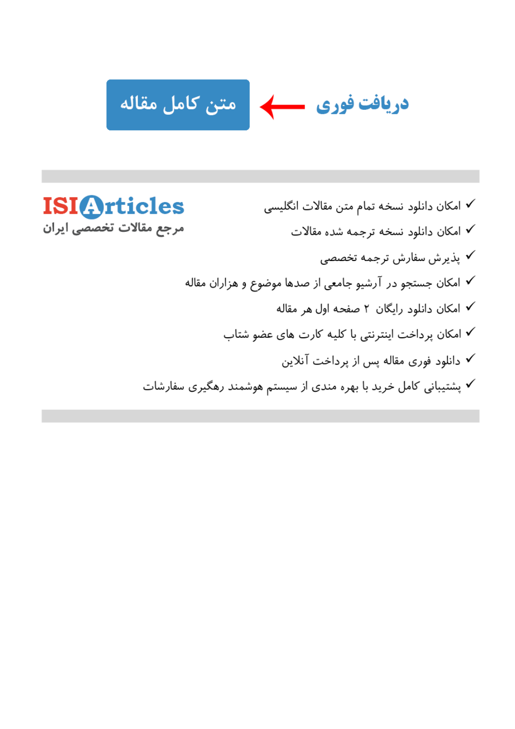دریافت فوری ← متن کامل مقاله

ISIArticles
مرجع مقالات تخصصی ایران

- ✓ امکان دانلود نسخه تمام متن مقالات انگلیسی
- ✓ امکان دانلود نسخه ترجمه شده مقالات
- ✓ پذیرش سفارش ترجمه تخصصی
- ✓ امکان جستجو در آرشیو جامعی از صدها موضوع و هزاران مقاله
- ✓ امکان دانلود رایگان ۲ صفحه اول هر مقاله
- ✓ امکان پرداخت اینترنتی با کلیه کارت های عضو شتاب
- ✓ دانلود فوری مقاله پس از پرداخت آنلاین
- ✓ پشتیبانی کامل خرید با بهره مندی از سیستم هوشمند رهگیری سفارشات